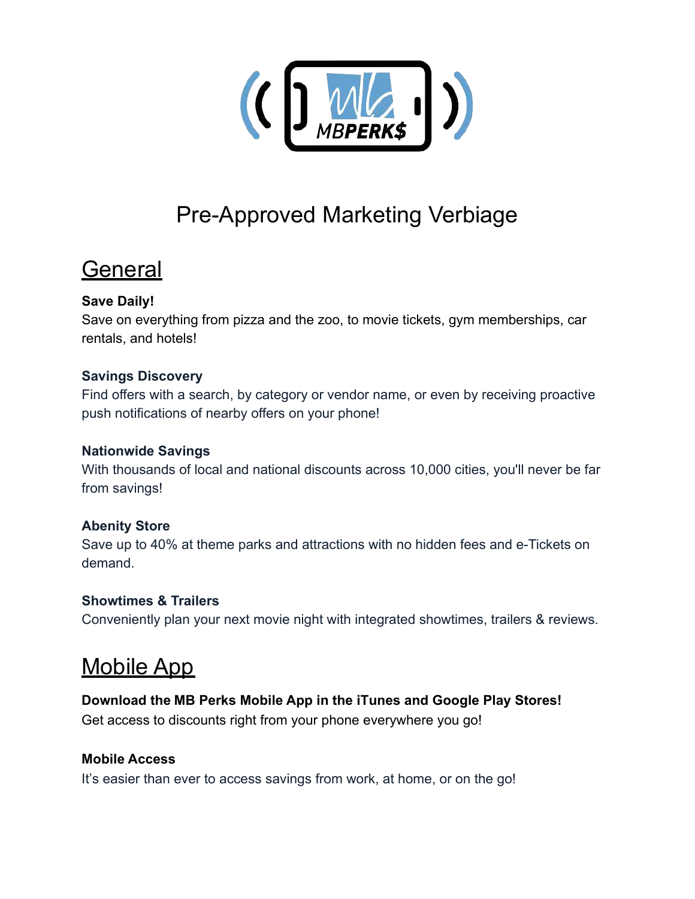MBPERK$

# Pre-Approved Marketing Verbiage

## General

**Save Daily!**
Save on everything from pizza and the zoo, to movie tickets, gym memberships, car rentals, and hotels!

**Savings Discovery**
Find offers with a search, by category or vendor name, or even by receiving proactive push notifications of nearby offers on your phone!

**Nationwide Savings**
With thousands of local and national discounts across 10,000 cities, you'll never be far from savings!

**Abenity Store**
Save up to 40% at theme parks and attractions with no hidden fees and e-Tickets on demand.

**Showtimes & Trailers**
Conveniently plan your next movie night with integrated showtimes, trailers & reviews.

## Mobile App

**Download the MB Perks Mobile App in the iTunes and Google Play Stores!**
Get access to discounts right from your phone everywhere you go!

**Mobile Access**
It's easier than ever to access savings from work, at home, or on the go!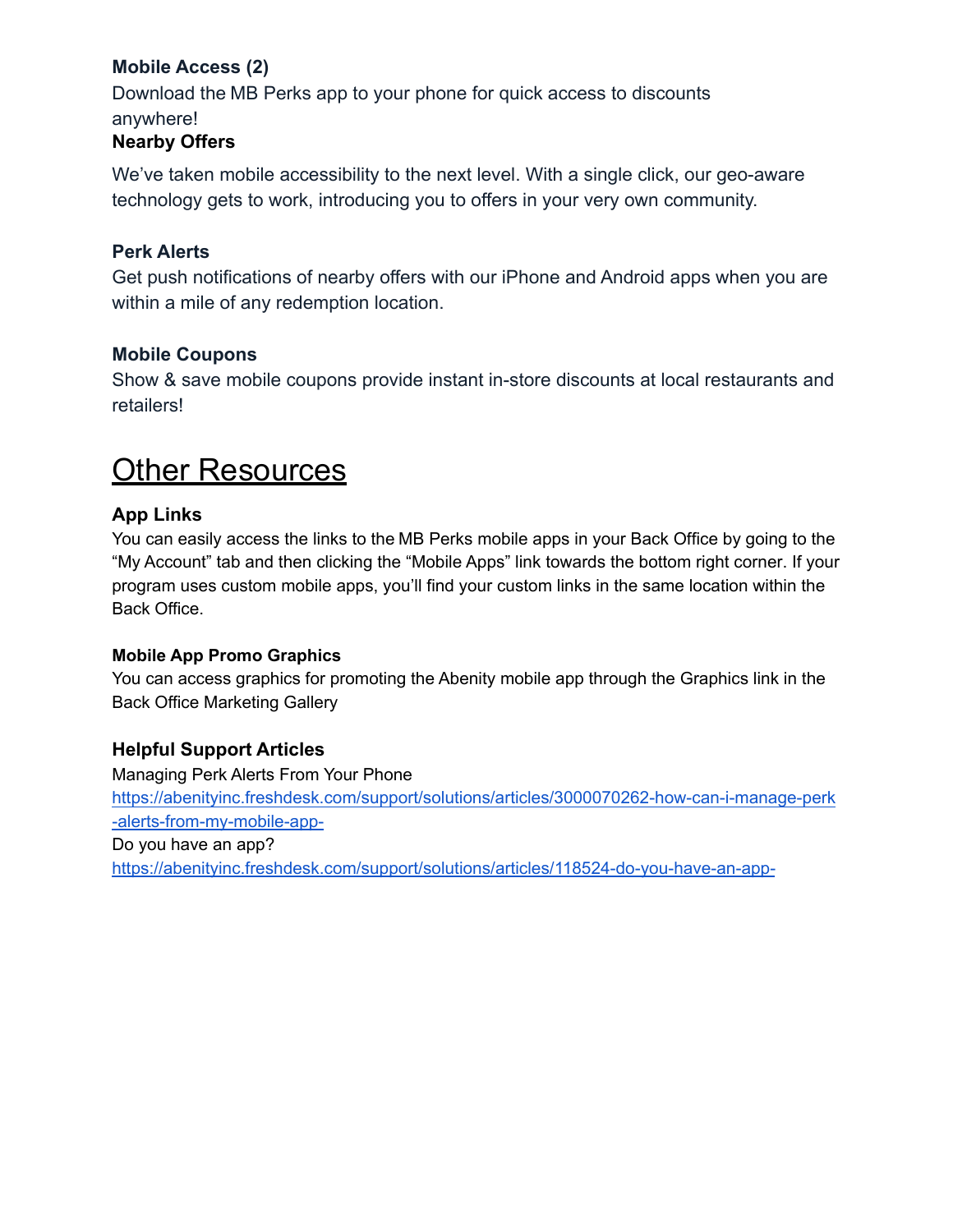**Mobile Access (2)**

Download the MB Perks app to your phone for quick access to discounts anywhere!

**Nearby Offers**

We've taken mobile accessibility to the next level. With a single click, our geo-aware technology gets to work, introducing you to offers in your very own community.

**Perk Alerts**

Get push notifications of nearby offers with our iPhone and Android apps when you are within a mile of any redemption location.

**Mobile Coupons**

Show & save mobile coupons provide instant in-store discounts at local restaurants and retailers!

# Other Resources

**App Links**

You can easily access the links to the MB Perks mobile apps in your Back Office by going to the "My Account" tab and then clicking the "Mobile Apps" link towards the bottom right corner. If your program uses custom mobile apps, you'll find your custom links in the same location within the Back Office.

**Mobile App Promo Graphics**

You can access graphics for promoting the Abenity mobile app through the Graphics link in the Back Office Marketing Gallery

**Helpful Support Articles**

Managing Perk Alerts From Your Phone
https://abenityinc.freshdesk.com/support/solutions/articles/3000070262-how-can-i-manage-perk-alerts-from-my-mobile-app-

Do you have an app?
https://abenityinc.freshdesk.com/support/solutions/articles/118524-do-you-have-an-app-